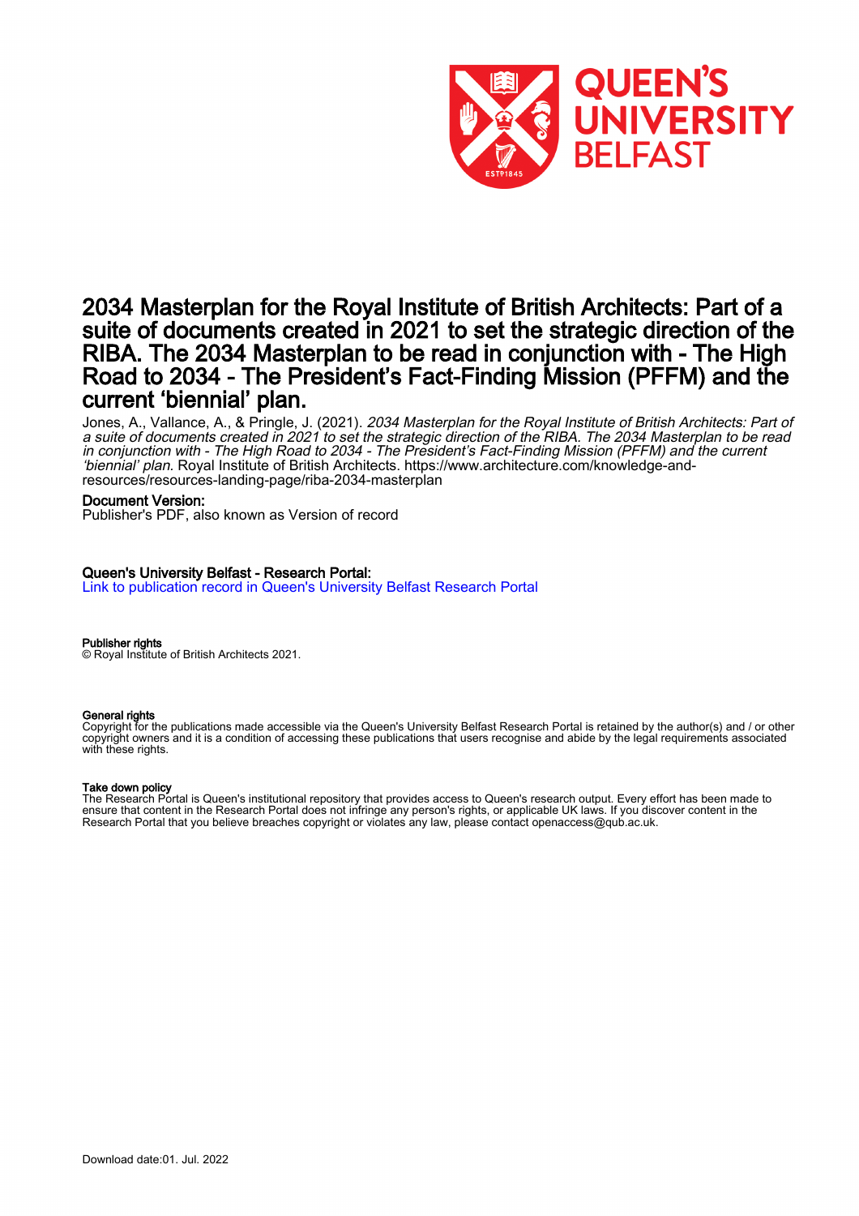# 2034 Masterplan for the Royal Institute of British Architects: Part of a suite of documents created in 2021 to set the strategic direction of the RIBA. The 2034 Masterplan to be read in conjunction with - The High Road to 2034 - The President's Fact-Finding Mission (PFFM) and the current 'biennial' plan.

Jones, A., Vallance, A., & Pringle, J. (2021). *2034 Masterplan for the Royal Institute of British Architects: Part of a suite of documents created in 2021 to set the strategic direction of the RIBA. The 2034 Masterplan to be read in conjunction with - The High Road to 2034 - The President's Fact-Finding Mission (PFFM) and the current 'biennial' plan.* Royal Institute of British Architects. https://www.architecture.com/knowledge-and-resources/resources-landing-page/riba-2034-masterplan

**Document Version:**
Publisher's PDF, also known as Version of record

**Queen's University Belfast - Research Portal:**
Link to publication record in Queen's University Belfast Research Portal

**Publisher rights**
© Royal Institute of British Architects 2021.

**General rights**
Copyright for the publications made accessible via the Queen's University Belfast Research Portal is retained by the author(s) and / or other copyright owners and it is a condition of accessing these publications that users recognise and abide by the legal requirements associated with these rights.

**Take down policy**
The Research Portal is Queen's institutional repository that provides access to Queen's research output. Every effort has been made to ensure that content in the Research Portal does not infringe any person's rights, or applicable UK laws. If you discover content in the Research Portal that you believe breaches copyright or violates any law, please contact openaccess@qub.ac.uk.

Download date:01. Jul. 2022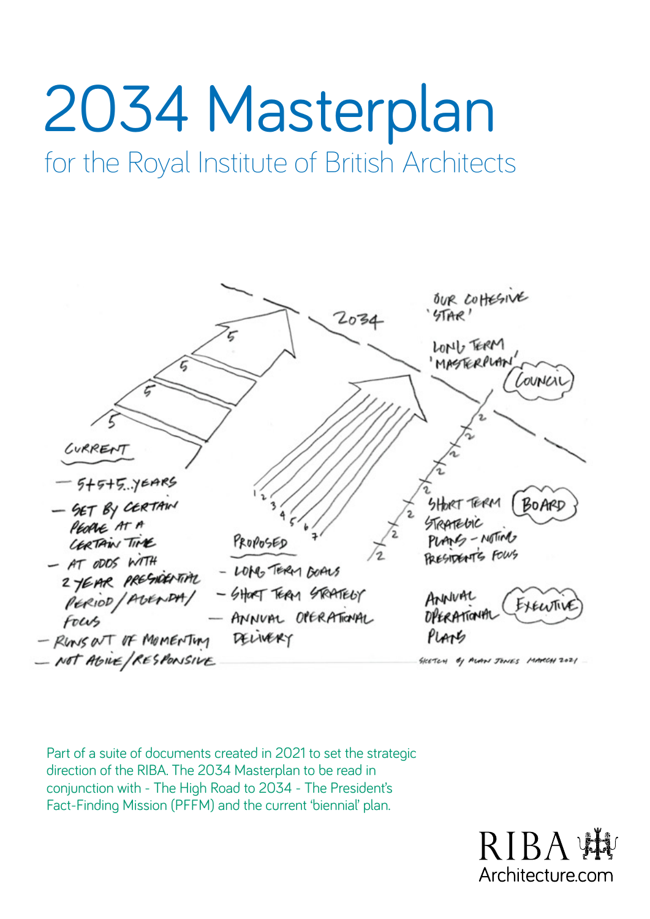# 2034 Masterplan

## for the Royal Institute of British Architects

CURRENT

- 5+5+5...YEARS
- SET BY CERTAIN PEOPLE AT A CERTAIN TIME
- AT ODDS WITH 2 YEAR PRESIDENTIAL PERIOD/AGENDA/FOCUS
- RUNS OUT OF MOMENTUM
- NOT AGILE/RESPONSIVE

PROPOSED

- LONG TERM GOALS
- SHORT TERM STRATEGY
- ANNUAL OPERATIONAL DELIVERY

2034

OUR COHESIVE 'STAR'

LONG TERM 'MASTERPLAN' (COUNCIL)

SHORT TERM STRATEGIC PLANS – NOTING PRESIDENT'S FOCUS (BOARD)

ANNUAL OPERATIONAL PLANS (EXECUTIVE)

SKETCH BY ALAN JONES MARCH 2021

Part of a suite of documents created in 2021 to set the strategic direction of the RIBA. The 2034 Masterplan to be read in conjunction with - The High Road to 2034 - The President's Fact-Finding Mission (PFFM) and the current 'biennial' plan.

RIBA
Architecture.com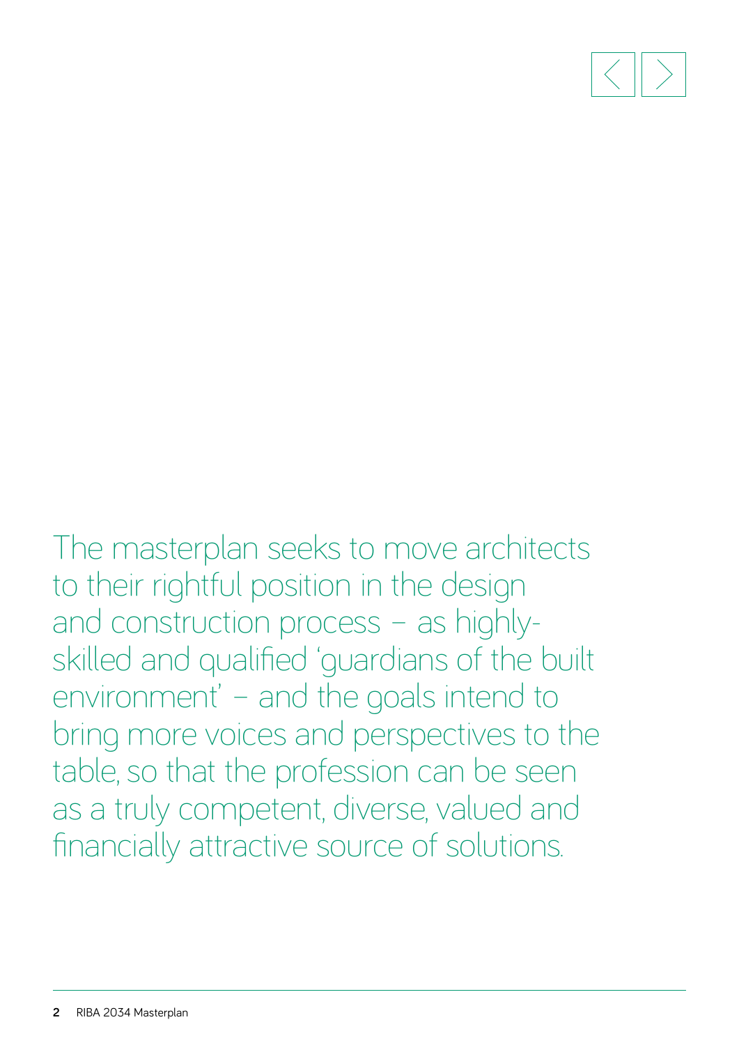The masterplan seeks to move architects to their rightful position in the design and construction process – as highly-skilled and qualified 'guardians of the built environment' – and the goals intend to bring more voices and perspectives to the table, so that the profession can be seen as a truly competent, diverse, valued and financially attractive source of solutions.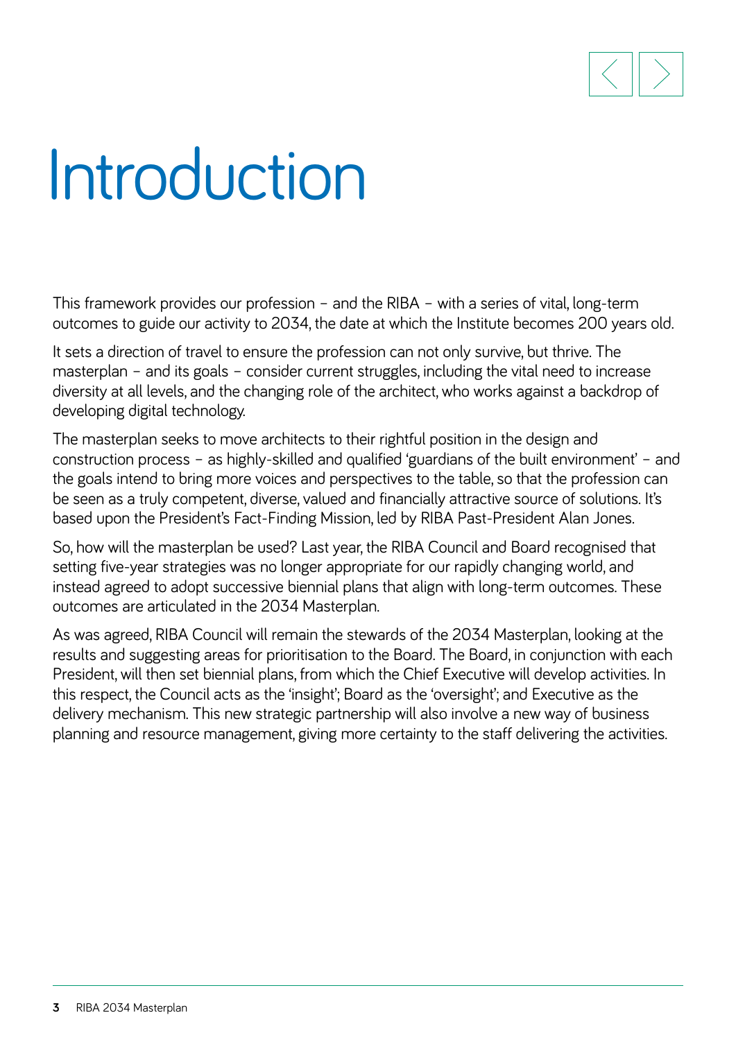# Introduction

This framework provides our profession – and the RIBA – with a series of vital, long-term outcomes to guide our activity to 2034, the date at which the Institute becomes 200 years old.

It sets a direction of travel to ensure the profession can not only survive, but thrive. The masterplan – and its goals – consider current struggles, including the vital need to increase diversity at all levels, and the changing role of the architect, who works against a backdrop of developing digital technology.

The masterplan seeks to move architects to their rightful position in the design and construction process – as highly-skilled and qualified 'guardians of the built environment' – and the goals intend to bring more voices and perspectives to the table, so that the profession can be seen as a truly competent, diverse, valued and financially attractive source of solutions. It's based upon the President's Fact-Finding Mission, led by RIBA Past-President Alan Jones.

So, how will the masterplan be used? Last year, the RIBA Council and Board recognised that setting five-year strategies was no longer appropriate for our rapidly changing world, and instead agreed to adopt successive biennial plans that align with long-term outcomes. These outcomes are articulated in the 2034 Masterplan.

As was agreed, RIBA Council will remain the stewards of the 2034 Masterplan, looking at the results and suggesting areas for prioritisation to the Board. The Board, in conjunction with each President, will then set biennial plans, from which the Chief Executive will develop activities. In this respect, the Council acts as the 'insight'; Board as the 'oversight'; and Executive as the delivery mechanism. This new strategic partnership will also involve a new way of business planning and resource management, giving more certainty to the staff delivering the activities.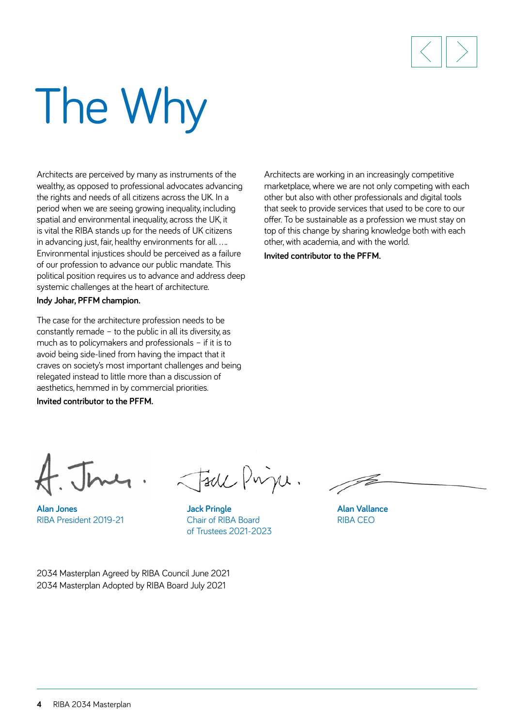# The Why

Architects are perceived by many as instruments of the wealthy, as opposed to professional advocates advancing the rights and needs of all citizens across the UK. In a period when we are seeing growing inequality, including spatial and environmental inequality, across the UK, it is vital the RIBA stands up for the needs of UK citizens in advancing just, fair, healthy environments for all. …. Environmental injustices should be perceived as a failure of our profession to advance our public mandate. This political position requires us to advance and address deep systemic challenges at the heart of architecture.

**Indy Johar, PFFM champion.**

The case for the architecture profession needs to be constantly remade – to the public in all its diversity, as much as to policymakers and professionals – if it is to avoid being side-lined from having the impact that it craves on society's most important challenges and being relegated instead to little more than a discussion of aesthetics, hemmed in by commercial priorities.

**Invited contributor to the PFFM.**

Architects are working in an increasingly competitive marketplace, where we are not only competing with each other but also with other professionals and digital tools that seek to provide services that used to be core to our offer. To be sustainable as a profession we must stay on top of this change by sharing knowledge both with each other, with academia, and with the world.

**Invited contributor to the PFFM.**

**Alan Jones**
RIBA President 2019-21

**Jack Pringle**
Chair of RIBA Board of Trustees 2021-2023

**Alan Vallance**
RIBA CEO

2034 Masterplan Agreed by RIBA Council June 2021
2034 Masterplan Adopted by RIBA Board July 2021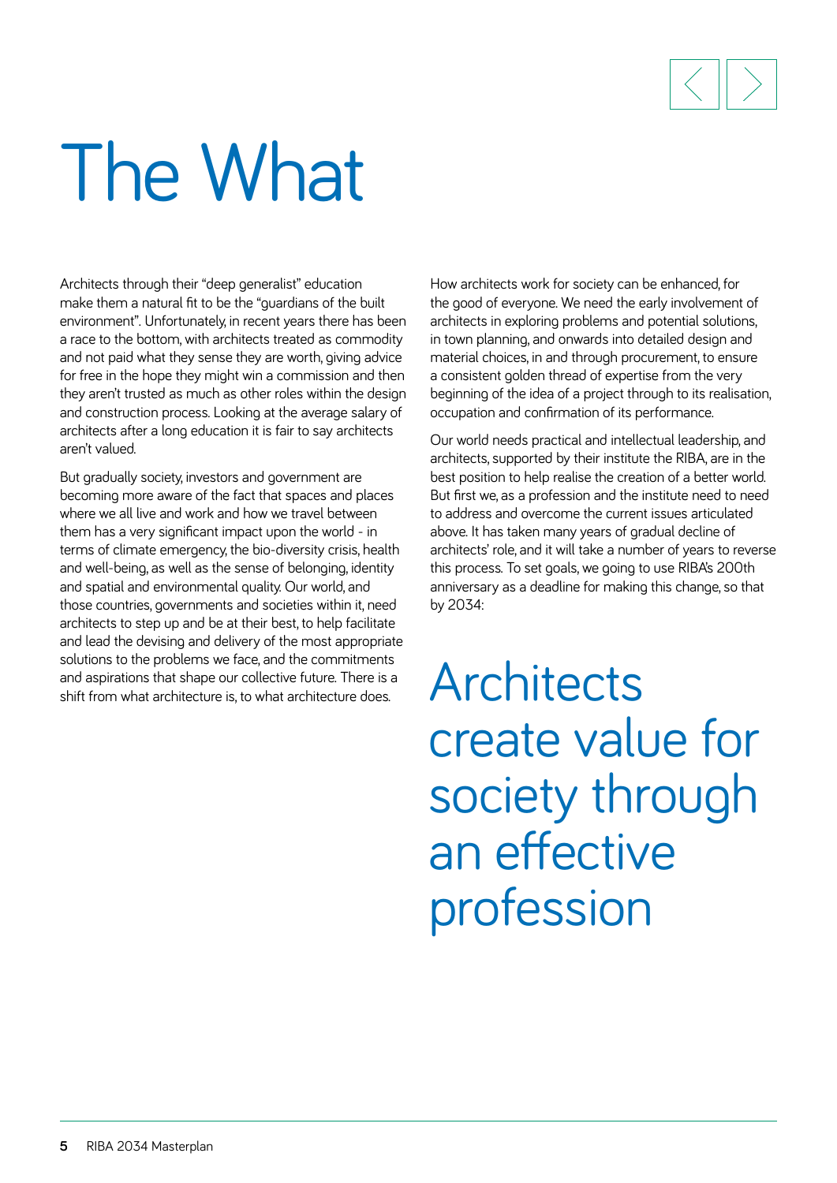# The What

Architects through their "deep generalist" education make them a natural fit to be the "guardians of the built environment". Unfortunately, in recent years there has been a race to the bottom, with architects treated as commodity and not paid what they sense they are worth, giving advice for free in the hope they might win a commission and then they aren't trusted as much as other roles within the design and construction process. Looking at the average salary of architects after a long education it is fair to say architects aren't valued.

But gradually society, investors and government are becoming more aware of the fact that spaces and places where we all live and work and how we travel between them has a very significant impact upon the world - in terms of climate emergency, the bio-diversity crisis, health and well-being, as well as the sense of belonging, identity and spatial and environmental quality. Our world, and those countries, governments and societies within it, need architects to step up and be at their best, to help facilitate and lead the devising and delivery of the most appropriate solutions to the problems we face, and the commitments and aspirations that shape our collective future. There is a shift from what architecture is, to what architecture does.

How architects work for society can be enhanced, for the good of everyone. We need the early involvement of architects in exploring problems and potential solutions, in town planning, and onwards into detailed design and material choices, in and through procurement, to ensure a consistent golden thread of expertise from the very beginning of the idea of a project through to its realisation, occupation and confirmation of its performance.

Our world needs practical and intellectual leadership, and architects, supported by their institute the RIBA, are in the best position to help realise the creation of a better world. But first we, as a profession and the institute need to need to address and overcome the current issues articulated above. It has taken many years of gradual decline of architects' role, and it will take a number of years to reverse this process. To set goals, we going to use RIBA's 200th anniversary as a deadline for making this change, so that by 2034:

## Architects create value for society through an effective profession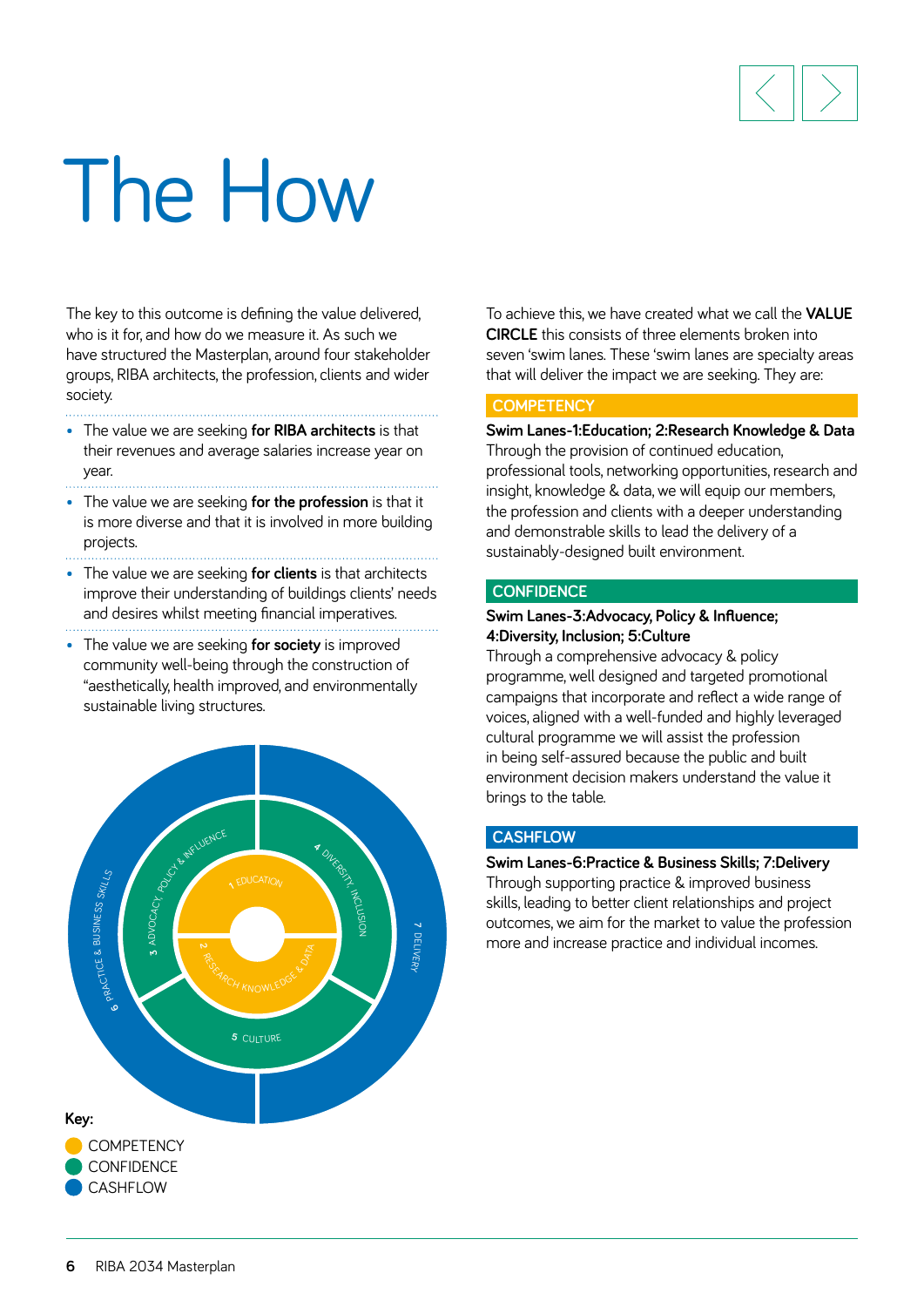# The How

The key to this outcome is defining the value delivered, who is it for, and how do we measure it. As such we have structured the Masterplan, around four stakeholder groups, RIBA architects, the profession, clients and wider society.

- The value we are seeking **for RIBA architects** is that their revenues and average salaries increase year on year.
- The value we are seeking **for the profession** is that it is more diverse and that it is involved in more building projects.
- The value we are seeking **for clients** is that architects improve their understanding of buildings clients' needs and desires whilst meeting financial imperatives.
- The value we are seeking **for society** is improved community well-being through the construction of "aesthetically, health improved, and environmentally sustainable living structures.

1 EDUCATION
2 RESEARCH KNOWLEDGE & DATA
3 ADVOCACY, POLICY & INFLUENCE
4 DIVERSITY, INCLUSION
5 CULTURE
6 PRACTICE & BUSINESS SKILLS
7 DELIVERY

**Key:**

- COMPETENCY
- CONFIDENCE
- CASHFLOW

To achieve this, we have created what we call the **VALUE CIRCLE** this consists of three elements broken into seven 'swim lanes. These 'swim lanes are specialty areas that will deliver the impact we are seeking. They are:

## COMPETENCY

**Swim Lanes-1:Education; 2:Research Knowledge & Data**
Through the provision of continued education, professional tools, networking opportunities, research and insight, knowledge & data, we will equip our members, the profession and clients with a deeper understanding and demonstrable skills to lead the delivery of a sustainably-designed built environment.

## CONFIDENCE

**Swim Lanes-3:Advocacy, Policy & Influence; 4:Diversity, Inclusion; 5:Culture**
Through a comprehensive advocacy & policy programme, well designed and targeted promotional campaigns that incorporate and reflect a wide range of voices, aligned with a well-funded and highly leveraged cultural programme we will assist the profession in being self-assured because the public and built environment decision makers understand the value it brings to the table.

## CASHFLOW

**Swim Lanes-6:Practice & Business Skills; 7:Delivery**
Through supporting practice & improved business skills, leading to better client relationships and project outcomes, we aim for the market to value the profession more and increase practice and individual incomes.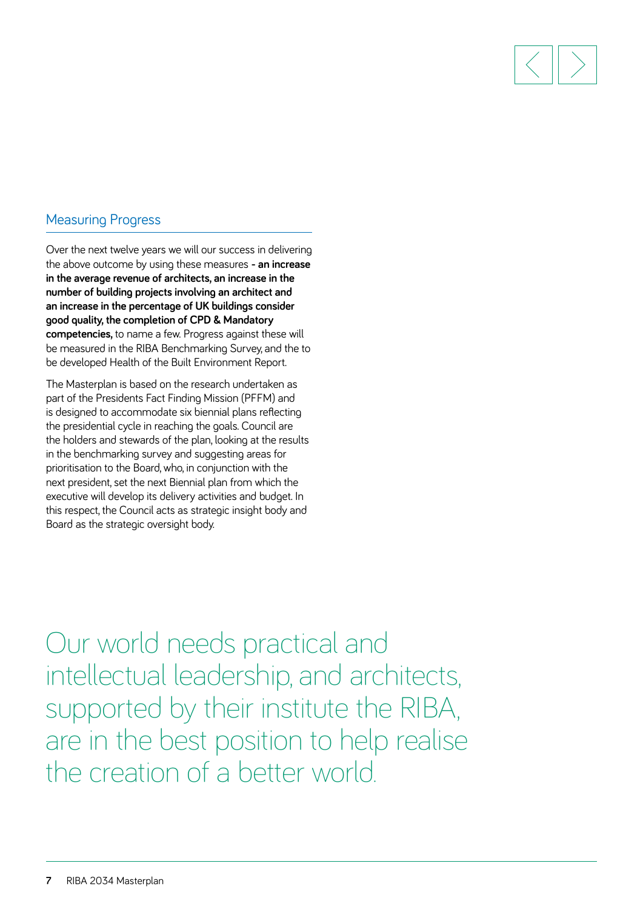## Measuring Progress

Over the next twelve years we will our success in delivering the above outcome by using these measures **- an increase in the average revenue of architects, an increase in the number of building projects involving an architect and an increase in the percentage of UK buildings consider good quality, the completion of CPD & Mandatory competencies,** to name a few. Progress against these will be measured in the RIBA Benchmarking Survey, and the to be developed Health of the Built Environment Report.

The Masterplan is based on the research undertaken as part of the Presidents Fact Finding Mission (PFFM) and is designed to accommodate six biennial plans reflecting the presidential cycle in reaching the goals. Council are the holders and stewards of the plan, looking at the results in the benchmarking survey and suggesting areas for prioritisation to the Board, who, in conjunction with the next president, set the next Biennial plan from which the executive will develop its delivery activities and budget. In this respect, the Council acts as strategic insight body and Board as the strategic oversight body.

Our world needs practical and intellectual leadership, and architects, supported by their institute the RIBA, are in the best position to help realise the creation of a better world.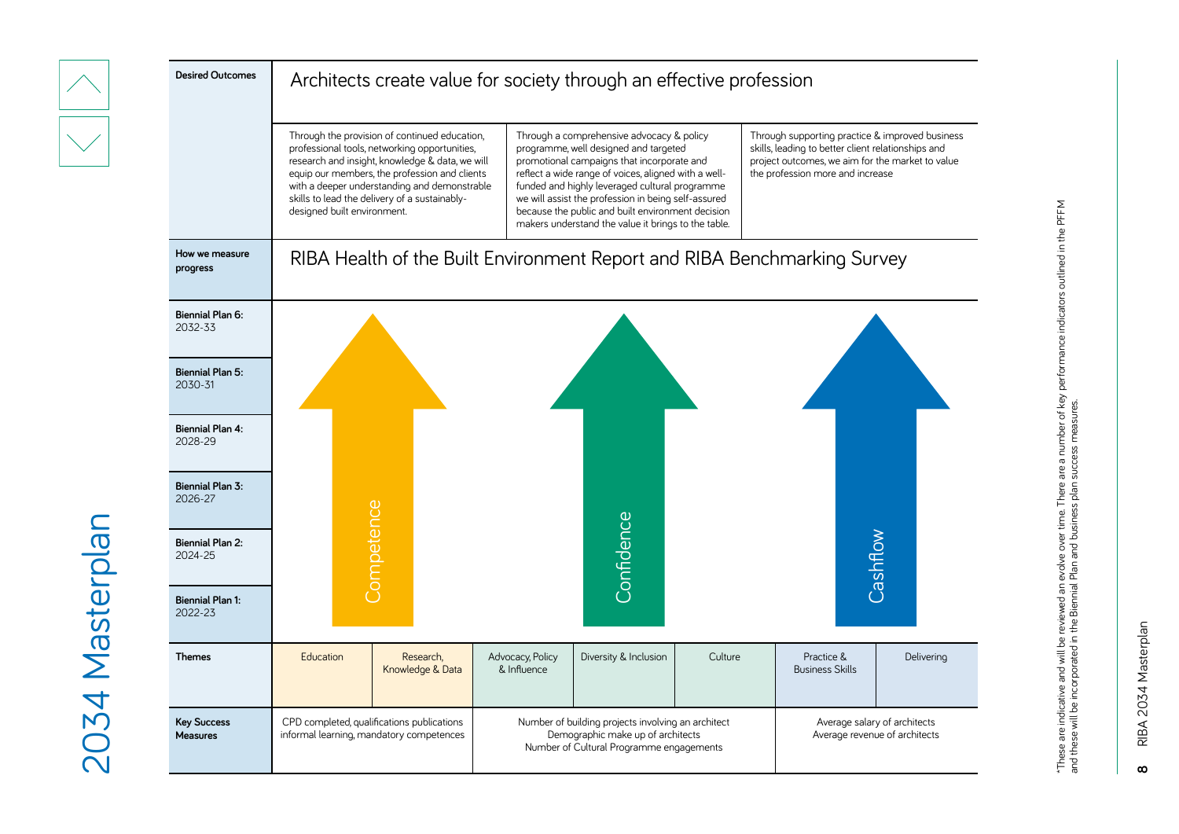# 2034 Masterplan

| | | | | | | | |
|---|---|---|---|---|---|---|---|
| **Desired Outcomes** | Architects create value for society through an effective profession | | | | | | |
| | Through the provision of continued education, professional tools, networking opportunities, research and insight, knowledge & data, we will equip our members, the profession and clients with a deeper understanding and demonstrable skills to lead the delivery of a sustainably-designed built environment. | | Through a comprehensive advocacy & policy programme, well designed and targeted promotional campaigns that incorporate and reflect a wide range of voices, aligned with a well-funded and highly leveraged cultural programme we will assist the profession in being self-assured because the public and built environment decision makers understand the value it brings to the table. | | | Through supporting practice & improved business skills, leading to better client relationships and project outcomes, we aim for the market to value the profession more and increase | |
| **How we measure progress** | RIBA Health of the Built Environment Report and RIBA Benchmarking Survey | | | | | | |
| **Biennial Plan 6:** 2032-33 | Competence | | Confidence | | | Cashflow | |
| **Biennial Plan 5:** 2030-31 | | | | | | | |
| **Biennial Plan 4:** 2028-29 | | | | | | | |
| **Biennial Plan 3:** 2026-27 | | | | | | | |
| **Biennial Plan 2:** 2024-25 | | | | | | | |
| **Biennial Plan 1:** 2022-23 | | | | | | | |
| **Themes** | Education | Research, Knowledge & Data | Advocacy, Policy & Influence | Diversity & Inclusion | Culture | Practice & Business Skills | Delivering |
| **Key Success Measures** | CPD completed, qualifications publications informal learning, mandatory competences | | Number of building projects involving an architect<br>Demographic make up of architects<br>Number of Cultural Programme engagements | | | Average salary of architects<br>Average revenue of architects | |

*These are indicative and will be reviewed an evolve over time. There are a number of key performance indicators outlined in the PFFM and these will be incorporated in the Biennial Plan and business plan success measures.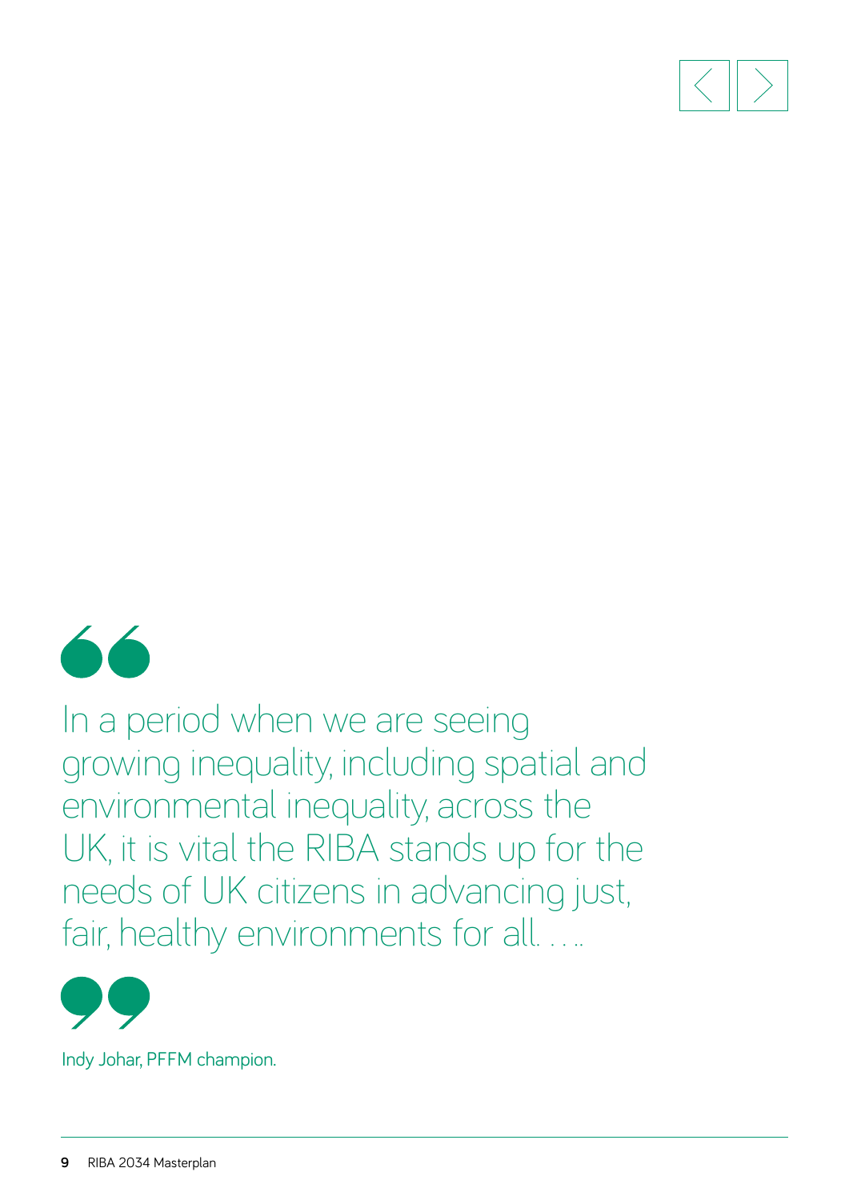> In a period when we are seeing growing inequality, including spatial and environmental inequality, across the UK, it is vital the RIBA stands up for the needs of UK citizens in advancing just, fair, healthy environments for all. . . ..

Indy Johar, PFFM champion.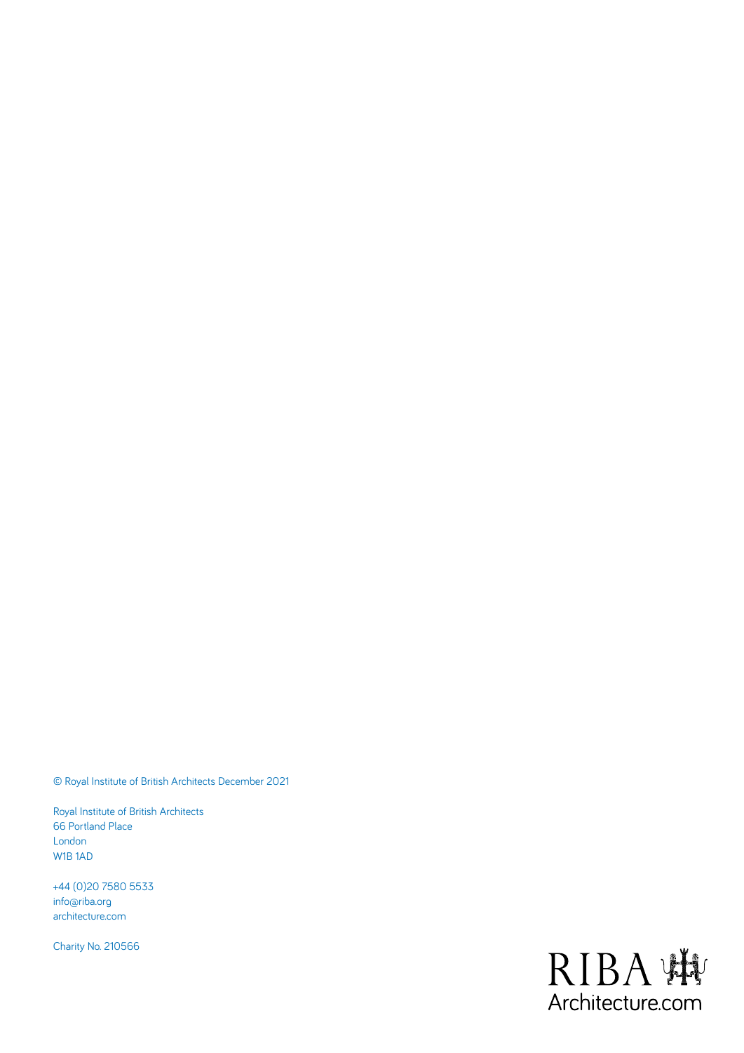© Royal Institute of British Architects December 2021

Royal Institute of British Architects
66 Portland Place
London
W1B 1AD

+44 (0)20 7580 5533
info@riba.org
architecture.com

Charity No. 210566

RIBA
Architecture.com